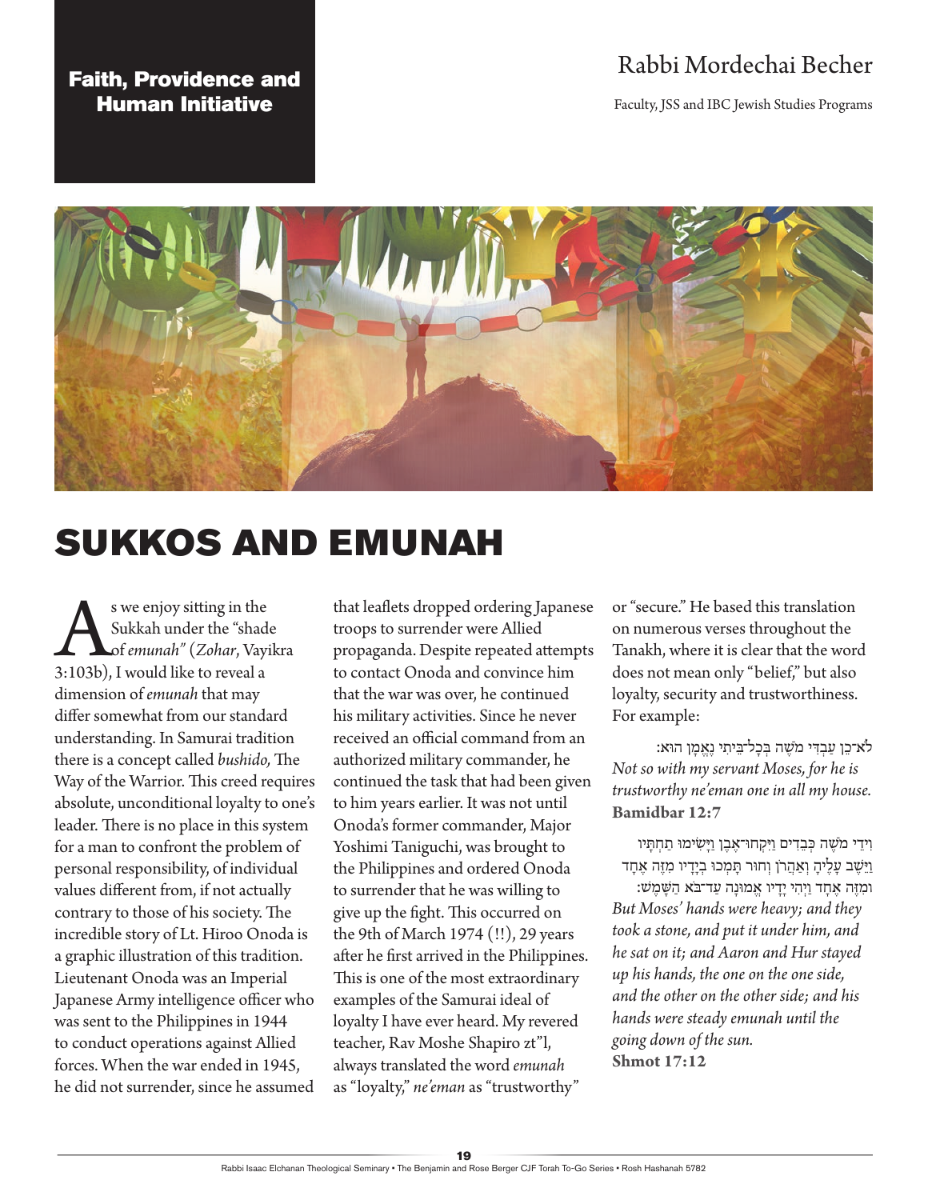# Faith, Providence and Human Initiative

Rabbi Mordechai Becher

Faculty, JSS and IBC Jewish Studies Programs

# SUKKOS AND EMUNAH

As we enjoy sitting in the Sukkah under the "shade of *emunah*" (*Zohar*, Vayikra 3:103b), I would like to reveal a dimension of *emunah* that may differ somewhat from our standard understanding. In Samurai tradition there is a concept called *bushido,* The Way of the Warrior. This creed requires absolute, unconditional loyalty to one's leader. There is no place in this system for a man to confront the problem of personal responsibility, of individual values different from, if not actually contrary to those of his society. The incredible story of Lt. Hiroo Onoda is a graphic illustration of this tradition. Lieutenant Onoda was an Imperial Japanese Army intelligence officer who was sent to the Philippines in 1944 to conduct operations against Allied forces. When the war ended in 1945, he did not surrender, since he assumed that leaflets dropped ordering Japanese troops to surrender were Allied propaganda. Despite repeated attempts to contact Onoda and convince him that the war was over, he continued his military activities. Since he never received an official command from an authorized military commander, he continued the task that had been given to him years earlier. It was not until Onoda's former commander, Major Yoshimi Taniguchi, was brought to the Philippines and ordered Onoda to surrender that he was willing to give up the fight. This occurred on the 9th of March 1974 (!!), 29 years after he first arrived in the Philippines. This is one of the most extraordinary examples of the Samurai ideal of loyalty I have ever heard. My revered teacher, Rav Moshe Shapiro zt"l, always translated the word *emunah* as "loyalty," *ne'eman* as "trustworthy" or "secure." He based this translation on numerous verses throughout the Tanakh, where it is clear that the word does not mean only "belief," but also loyalty, security and trustworthiness. For example:

לֹא־כֵן עַבְדִּי מֹשֶׁה בְּכׇל־בֵּיתִי נֶאֱמָן הוּא׃

*Not so with my servant Moses, for he is trustworthy ne'eman one in all my house.*
**Bamidbar 12:7**

וִידֵי מֹשֶׁה כְּבֵדִים וַיִּקְחוּ־אֶבֶן וַיָּשִׂימוּ תַחְתָּיו וַיֵּשֶׁב עָלֶיהָ וְאַהֲרֹן וְחוּר תָּמְכוּ בְיָדָיו מִזֶּה אֶחָד וּמִזֶּה אֶחָד וַיְהִי יָדָיו אֱמוּנָה עַד־בֹּא הַשָּׁמֶשׁ׃

*But Moses' hands were heavy; and they took a stone, and put it under him, and he sat on it; and Aaron and Hur stayed up his hands, the one on the one side, and the other on the other side; and his hands were steady emunah until the going down of the sun.*
**Shmot 17:12**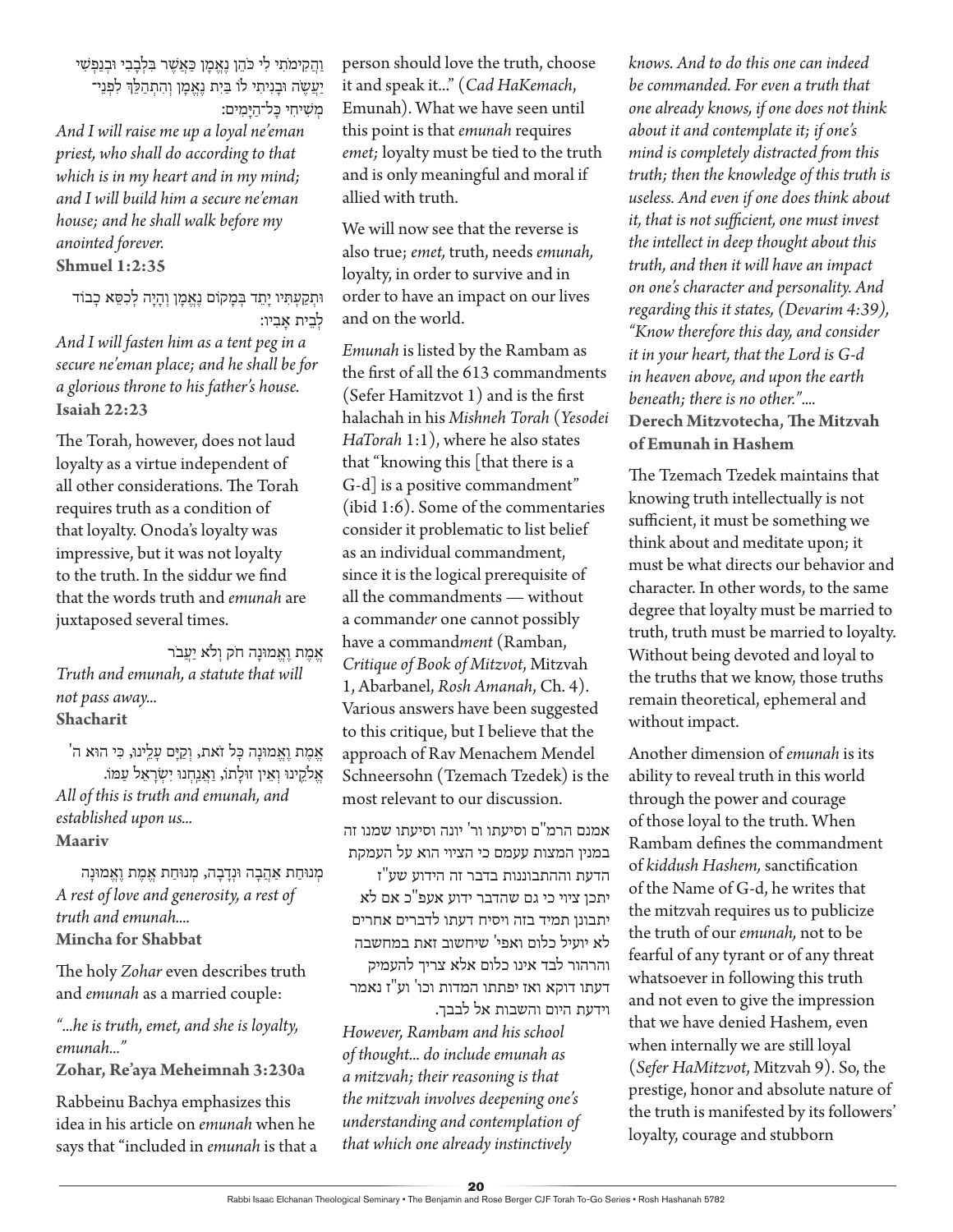וַהֲקִימֹתִי לִי כֹּהֵן נֶאֱמָן כַּאֲשֶׁר בִּלְבָבִי וּבְנַפְשִׁי יַעֲשֶׂה וּבָנִיתִי לוֹ בַּיִת נֶאֱמָן וְהִתְהַלֵּךְ לִפְנֵי־מְשִׁיחִי כָּל־הַיָּמִים:

*And I will raise me up a loyal ne'eman priest, who shall do according to that which is in my heart and in my mind; and I will build him a secure ne'eman house; and he shall walk before my anointed forever.*

**Shmuel 1:2:35**

וּתְקַעְתִּיו יָתֵד בְּמָקוֹם נֶאֱמָן וְהָיָה לְכִסֵּא כָבוֹד לְבֵית אָבִיו:

*And I will fasten him as a tent peg in a secure ne'eman place; and he shall be for a glorious throne to his father's house.*

**Isaiah 22:23**

The Torah, however, does not laud loyalty as a virtue independent of all other considerations. The Torah requires truth as a condition of that loyalty. Onoda's loyalty was impressive, but it was not loyalty to the truth. In the siddur we find that the words truth and *emunah* are juxtaposed several times.

אֱמֶת וֶאֱמוּנָה חֹק וְלֹא יַעֲבֹר

*Truth and emunah, a statute that will not pass away...*

**Shacharit**

אֱמֶת וֶאֱמוּנָה כָּל זֹאת, וְקַיָּם עָלֵינוּ, כִּי הוּא ה' אֱלֹקֵינוּ וְאֵין זוּלָתוֹ, וַאֲנַחְנוּ יִשְׂרָאֵל עַמּוֹ.

*All of this is truth and emunah, and established upon us...*

**Maariv**

מְנוּחַת אַהֲבָה וּנְדָבָה, מְנוּחַת אֱמֶת וֶאֱמוּנָה

*A rest of love and generosity, a rest of truth and emunah....*

**Mincha for Shabbat**

The holy *Zohar* even describes truth and *emunah* as a married couple:

*"...he is truth, emet, and she is loyalty, emunah..."*

**Zohar, Re'aya Meheimnah 3:230a**

Rabbeinu Bachya emphasizes this idea in his article on *emunah* when he says that "included in *emunah* is that a person should love the truth, choose it and speak it..." (*Cad HaKemach*, Emunah). What we have seen until this point is that *emunah* requires *emet;* loyalty must be tied to the truth and is only meaningful and moral if allied with truth.

We will now see that the reverse is also true; *emet*, truth, needs *emunah*, loyalty, in order to survive and in order to have an impact on our lives and on the world.

*Emunah* is listed by the Rambam as the first of all the 613 commandments (Sefer Hamitzvot 1) and is the first halachah in his *Mishneh Torah* (*Yesodei HaTorah* 1:1), where he also states that "knowing this [that there is a G-d] is a positive commandment" (ibid 1:6). Some of the commentaries consider it problematic to list belief as an individual commandment, since it is the logical prerequisite of all the commandments — without a command*er* one cannot possibly have a command*ment* (Ramban, *Critique of Book of Mitzvot*, Mitzvah 1, Abarbanel, *Rosh Amanah*, Ch. 4). Various answers have been suggested to this critique, but I believe that the approach of Rav Menachem Mendel Schneersohn (Tzemach Tzedek) is the most relevant to our discussion.

אמנם הרמ"ם וסיעתו ור' יונה וסיעתו שמנו זה במנין המצות עעמם כי הציוי הוא על העמקת הדעת וההתבוננות בדבר זה הידוע שע"ז יתכן ציוי כי גם שהדבר ידוע אעפ"כ אם לא יתבונן תמיד בזה ויסיח דעתו לדברים אחרים לא יועיל כלום ואפי' שיחשוב זאת במחשבה והרהור לבד אינו כלום אלא צריך להעמיק דעתו דוקא ואז יפתתו המדות וכו' וע"ז נאמר וידעת היום והשבות אל לבבך.

*However, Rambam and his school of thought... do include emunah as a mitzvah; their reasoning is that the mitzvah involves deepening one's understanding and contemplation of that which one already instinctively knows. And to do this one can indeed be commanded. For even a truth that one already knows, if one does not think about it and contemplate it; if one's mind is completely distracted from this truth; then the knowledge of this truth is useless. And even if one does think about it, that is not sufficient, one must invest the intellect in deep thought about this truth, and then it will have an impact on one's character and personality. And regarding this it states, (Devarim 4:39), "Know therefore this day, and consider it in your heart, that the Lord is G-d in heaven above, and upon the earth beneath; there is no other."....*

**Derech Mitzvotecha, The Mitzvah of Emunah in Hashem**

The Tzemach Tzedek maintains that knowing truth intellectually is not sufficient, it must be something we think about and meditate upon; it must be what directs our behavior and character. In other words, to the same degree that loyalty must be married to truth, truth must be married to loyalty. Without being devoted and loyal to the truths that we know, those truths remain theoretical, ephemeral and without impact.

Another dimension of *emunah* is its ability to reveal truth in this world through the power and courage of those loyal to the truth. When Rambam defines the commandment of *kiddush Hashem,* sanctification of the Name of G-d, he writes that the mitzvah requires us to publicize the truth of our *emunah,* not to be fearful of any tyrant or of any threat whatsoever in following this truth and not even to give the impression that we have denied Hashem, even when internally we are still loyal (*Sefer HaMitzvot*, Mitzvah 9). So, the prestige, honor and absolute nature of the truth is manifested by its followers' loyalty, courage and stubborn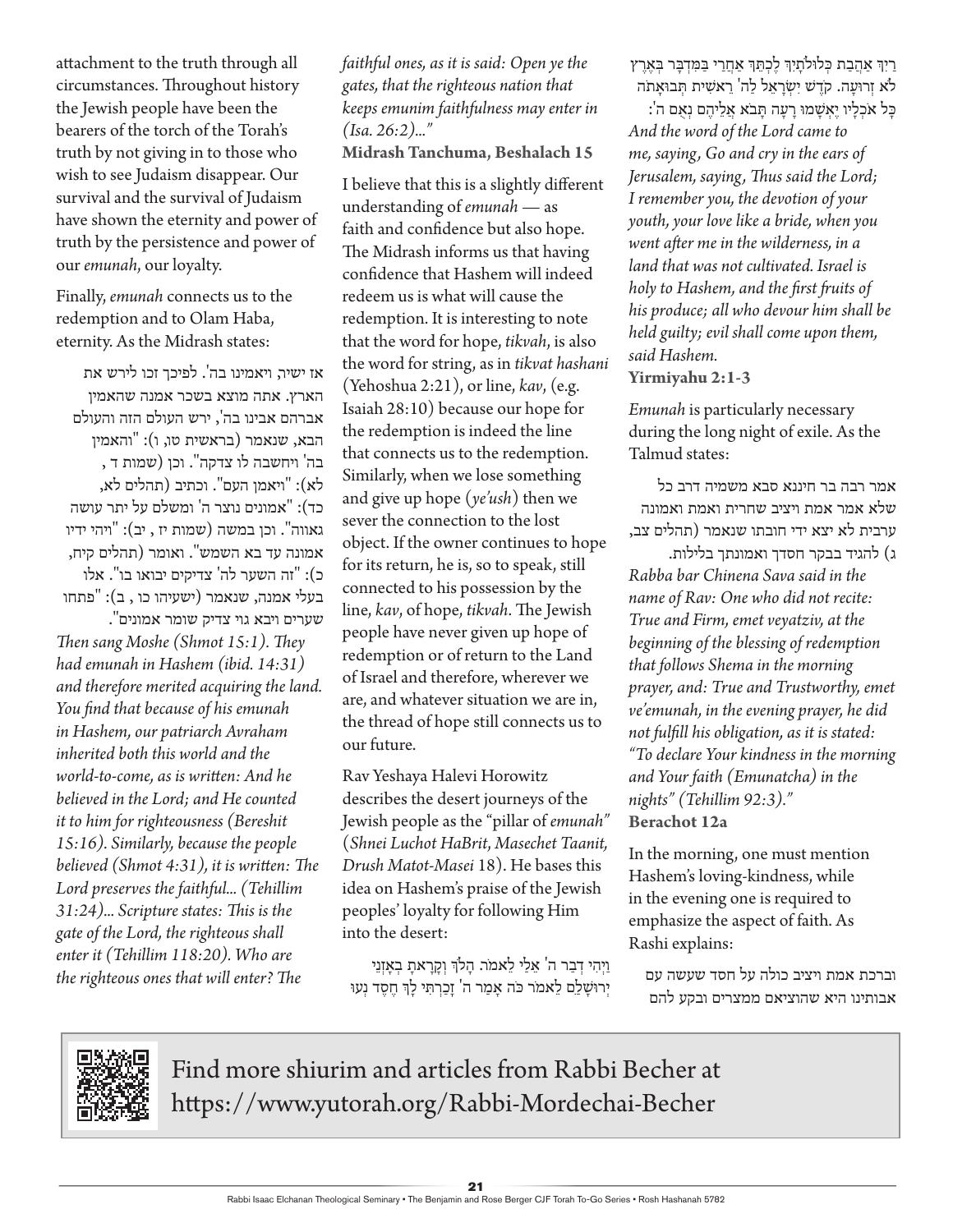attachment to the truth through all circumstances. Throughout history the Jewish people have been the bearers of the torch of the Torah's truth by not giving in to those who wish to see Judaism disappear. Our survival and the survival of Judaism have shown the eternity and power of truth by the persistence and power of our *emunah*, our loyalty.

Finally, *emunah* connects us to the redemption and to Olam Haba, eternity. As the Midrash states:

אז ישיר, ויאמינו בה'. לפיכך זכו לירש את הארץ. אתה מוצא בשכר אמנה שהאמין אברהם אבינו בה', ירש העולם הזה והעולם הבא, שנאמר (בראשית טו, ו): "והאמין בה' ויחשבה לו צדקה". וכן (שמות ד , לא): "ויאמן העם". וכתיב (תהלים לא, כד): "אמונים נוצר ה' ומשלם על יתר עושה גאוה". וכן במשה (שמות יז , יב): "ויהי ידיו אמונה עד בא השמש". ואומר (תהלים קיח, כ): "זה השער לה' צדיקים יבואו בו". אלו בעלי אמנה, שנאמר (ישעיהו כו , ב): "פתחו שערים ויבא גוי צדיק שומר אמונים".

*Then sang Moshe (Shmot 15:1). They had emunah in Hashem (ibid. 14:31) and therefore merited acquiring the land. You find that because of his emunah in Hashem, our patriarch Avraham inherited both this world and the world-to-come, as is written: And he believed in the Lord; and He counted it to him for righteousness (Bereshit 15:16). Similarly, because the people believed (Shmot 4:31), it is written: The Lord preserves the faithful... (Tehillim 31:24)... Scripture states: This is the gate of the Lord, the righteous shall enter it (Tehillim 118:20). Who are the righteous ones that will enter? The faithful ones, as it is said: Open ye the gates, that the righteous nation that keeps emunim faithfulness may enter in (Isa. 26:2)..."*

**Midrash Tanchuma, Beshalach 15**

I believe that this is a slightly different understanding of *emunah* — as faith and confidence but also hope. The Midrash informs us that having confidence that Hashem will indeed redeem us is what will cause the redemption. It is interesting to note that the word for hope, *tikvah*, is also the word for string, as in *tikvat hashani* (Yehoshua 2:21), or line, *kav*, (e.g. Isaiah 28:10) because our hope for the redemption is indeed the line that connects us to the redemption. Similarly, when we lose something and give up hope (*ye'ush*) then we sever the connection to the lost object. If the owner continues to hope for its return, he is, so to speak, still connected to his possession by the line, *kav*, of hope, *tikvah*. The Jewish people have never given up hope of redemption or of return to the Land of Israel and therefore, wherever we are, and whatever situation we are in, the thread of hope still connects us to our future.

Rav Yeshaya Halevi Horowitz describes the desert journeys of the Jewish people as the "pillar of *emunah*" (*Shnei Luchot HaBrit, Masechet Taanit, Drush Matot-Masei* 18). He bases this idea on Hashem's praise of the Jewish peoples' loyalty for following Him into the desert:

וַיְהִי דְבַר ה' אֵלַי לֵאמֹר. הָלֹךְ וְקָרָאתָ בְאָזְנֵי יְרוּשָׁלַם לֵאמֹר כֹּה אָמַר ה' זָכַרְתִּי לָךְ חֶסֶד נְעוּרַיִךְ אַהֲבַת כְּלוּלֹתָיִךְ לֶכְתֵּךְ אַחֲרַי בַּמִּדְבָּר בְּאֶרֶץ לֹא זְרוּעָה. קֹדֶשׁ יִשְׂרָאֵל לַה' רֵאשִׁית תְּבוּאָתֹה כָּל אֹכְלָיו יֶאְשָׁמוּ רָעָה תָּבֹא אֲלֵיהֶם נְאֻם ה':

*And the word of the Lord came to me, saying, Go and cry in the ears of Jerusalem, saying, Thus said the Lord; I remember you, the devotion of your youth, your love like a bride, when you went after me in the wilderness, in a land that was not cultivated. Israel is holy to Hashem, and the first fruits of his produce; all who devour him shall be held guilty; evil shall come upon them, said Hashem.*

**Yirmiyahu 2:1-3**

*Emunah* is particularly necessary during the long night of exile. As the Talmud states:

אמר רבה בר חיננא סבא משמיה דרב כל שלא אמר אמת ויציב שחרית ואמת ואמונה ערבית לא יצא ידי חובתו שנאמר (תהלים צב, ג) להגיד בבקר חסדך ואמונתך בלילות.

*Rabba bar Chinena Sava said in the name of Rav: One who did not recite: True and Firm, emet veyatziv, at the beginning of the blessing of redemption that follows Shema in the morning prayer, and: True and Trustworthy, emet ve'emunah, in the evening prayer, he did not fulfill his obligation, as it is stated: "To declare Your kindness in the morning and Your faith (Emunatcha) in the nights" (Tehillim 92:3)."*

**Berachot 12a**

In the morning, one must mention Hashem's loving-kindness, while in the evening one is required to emphasize the aspect of faith. As Rashi explains:

וברכת אמת ויציב כולה על חסד שעשה עם אבותינו היא שהוציאם ממצרים ובקע להם

Find more shiurim and articles from Rabbi Becher at https://www.yutorah.org/Rabbi-Mordechai-Becher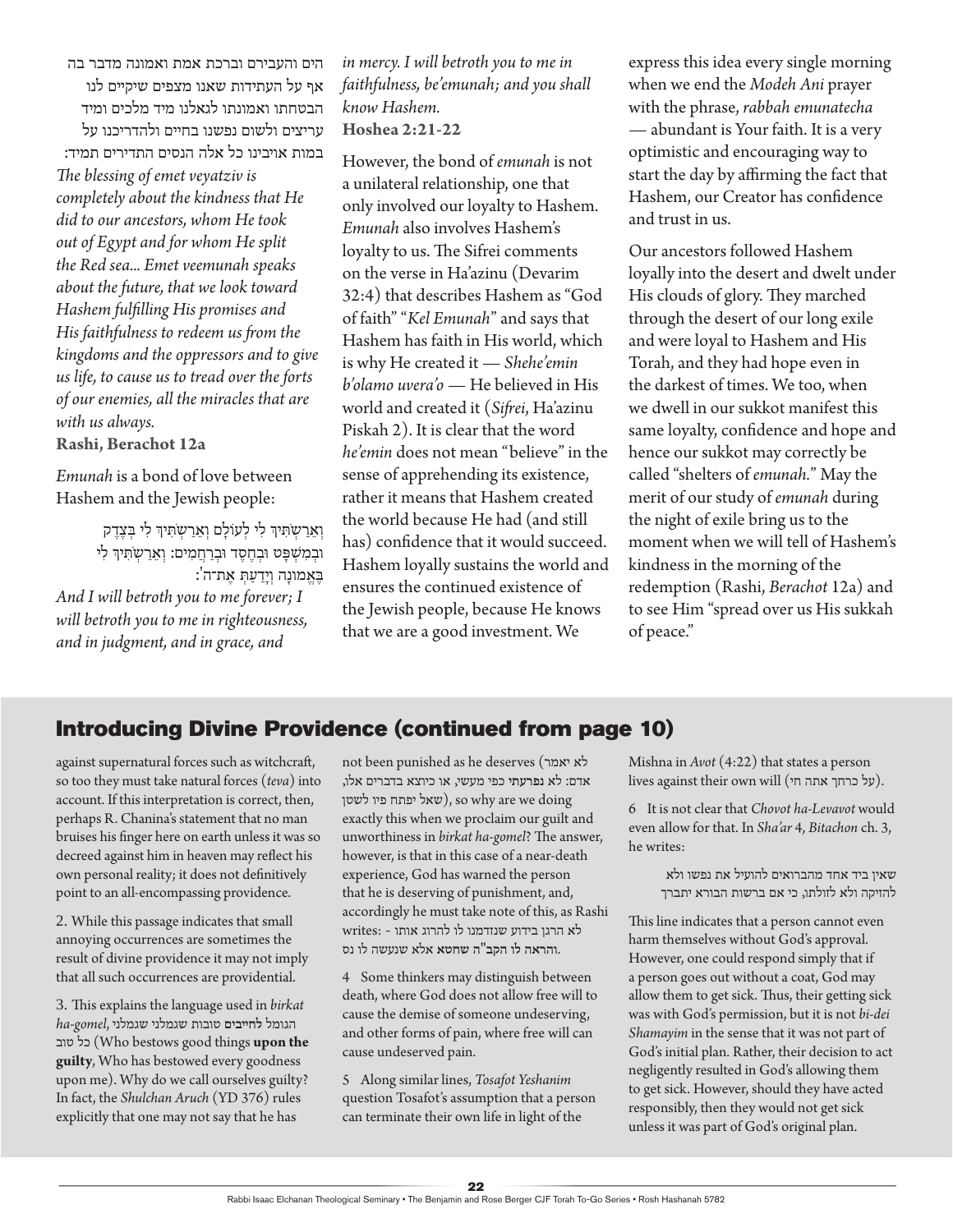הים והעבירם וברכת אמת ואמונה מדבר בה אף על העתידות שאנו מצפים שיקיים לנו הבטחתו ואמונתו לגאלנו מיד מלכים ומיד עריצים ולשום נפשנו בחיים ולהדריכנו על במות אויבינו כל אלה הנסים התדירים תמיד:

*The blessing of emet veyatziv is completely about the kindness that He did to our ancestors, whom He took out of Egypt and for whom He split the Red sea... Emet veemunah speaks about the future, that we look toward Hashem fulfilling His promises and His faithfulness to redeem us from the kingdoms and the oppressors and to give us life, to cause us to tread over the forts of our enemies, all the miracles that are with us always.*

**Rashi, Berachot 12a**

*Emunah* is a bond of love between Hashem and the Jewish people:

וְאֵרַשְׂתִּיךְ לִי לְעוֹלָם וְאֵרַשְׂתִּיךְ לִי בְּצֶדֶק וּבְמִשְׁפָּט וּבְחֶסֶד וּבְרַחֲמִים: וְאֵרַשְׂתִּיךְ לִי בֶּאֱמוּנָה וְיָדַעַתְּ אֶת־ה':

*And I will betroth you to me forever; I will betroth you to me in righteousness, and in judgment, and in grace, and in mercy. I will betroth you to me in faithfulness, be'emunah; and you shall know Hashem.*

**Hoshea 2:21-22**

However, the bond of *emunah* is not a unilateral relationship, one that only involved our loyalty to Hashem. *Emunah* also involves Hashem's loyalty to us. The Sifrei comments on the verse in Ha'azinu (Devarim 32:4) that describes Hashem as "God of faith" "*Kel Emunah*" and says that Hashem has faith in His world, which is why He created it — *Shehe'emin b'olamo uvera'o* — He believed in His world and created it (*Sifrei*, Ha'azinu Piskah 2). It is clear that the word *he'emin* does not mean "believe" in the sense of apprehending its existence, rather it means that Hashem created the world because He had (and still has) confidence that it would succeed. Hashem loyally sustains the world and ensures the continued existence of the Jewish people, because He knows that we are a good investment. We express this idea every single morning when we end the *Modeh Ani* prayer with the phrase, *rabbah emunatecha* — abundant is Your faith. It is a very optimistic and encouraging way to start the day by affirming the fact that Hashem, our Creator has confidence and trust in us.

Our ancestors followed Hashem loyally into the desert and dwelt under His clouds of glory. They marched through the desert of our long exile and were loyal to Hashem and His Torah, and they had hope even in the darkest of times. We too, when we dwell in our sukkot manifest this same loyalty, confidence and hope and hence our sukkot may correctly be called "shelters of *emunah*." May the merit of our study of *emunah* during the night of exile bring us to the moment when we will tell of Hashem's kindness in the morning of the redemption (Rashi, *Berachot* 12a) and to see Him "spread over us His sukkah of peace."

## Introducing Divine Providence (continued from page 10)

against supernatural forces such as witchcraft, so too they must take natural forces (*teva*) into account. If this interpretation is correct, then, perhaps R. Chanina's statement that no man bruises his finger here on earth unless it was so decreed against him in heaven may reflect his own personal reality; it does not definitively point to an all-encompassing providence.

2. While this passage indicates that small annoying occurrences are sometimes the result of divine providence it may not imply that all such occurrences are providential.

3. This explains the language used in *birkat ha-gomel*, הגומל **לחייבים** טובות שגמלני כל טוב (Who bestows good things **upon the guilty**, Who has bestowed every goodness upon me). Why do we call ourselves guilty? In fact, the *Shulchan Aruch* (YD 376) rules explicitly that one may not say that he has not been punished as he deserves (לא יאמר אדם: לא **נפרעתי** כפי מעשי, או כיוצא בדברים אלו, שאל יפתח פיו לשטן), so why are we doing exactly this when we proclaim our guilt and unworthiness in *birkat ha-gomel*? The answer, however, is that in this case of a near-death experience, God has warned the person that he is deserving of punishment, and, accordingly he must take note of this, as Rashi writes: - לא הרגן בידוע שנזדמנו לו להרוג אותו **והראה לו הקב"ה שחטא** אלא שנעשה לו נס.

4 Some thinkers may distinguish between death, where God does not allow free will to cause the demise of someone undeserving, and other forms of pain, where free will can cause undeserved pain.

5 Along similar lines, *Tosafot Yeshanim* question Tosafot's assumption that a person can terminate their own life in light of the Mishna in *Avot* (4:22) that states a person lives against their own will (על כרחך אתה חי).

6 It is not clear that *Chovot ha-Levavot* would even allow for that. In *Sha'ar* 4, *Bitachon* ch. 3, he writes:

שאין ביד אחד מהברואים להועיל את נפשו ולא להזיקה ולא לזולתו, כי אם ברשות הבורא יתברך

This line indicates that a person cannot even harm themselves without God's approval. However, one could respond simply that if a person goes out without a coat, God may allow them to get sick. Thus, their getting sick was with God's permission, but it is not *bi-dei Shamayim* in the sense that it was not part of God's initial plan. Rather, their decision to act negligently resulted in God's allowing them to get sick. However, should they have acted responsibly, then they would not get sick unless it was part of God's original plan.